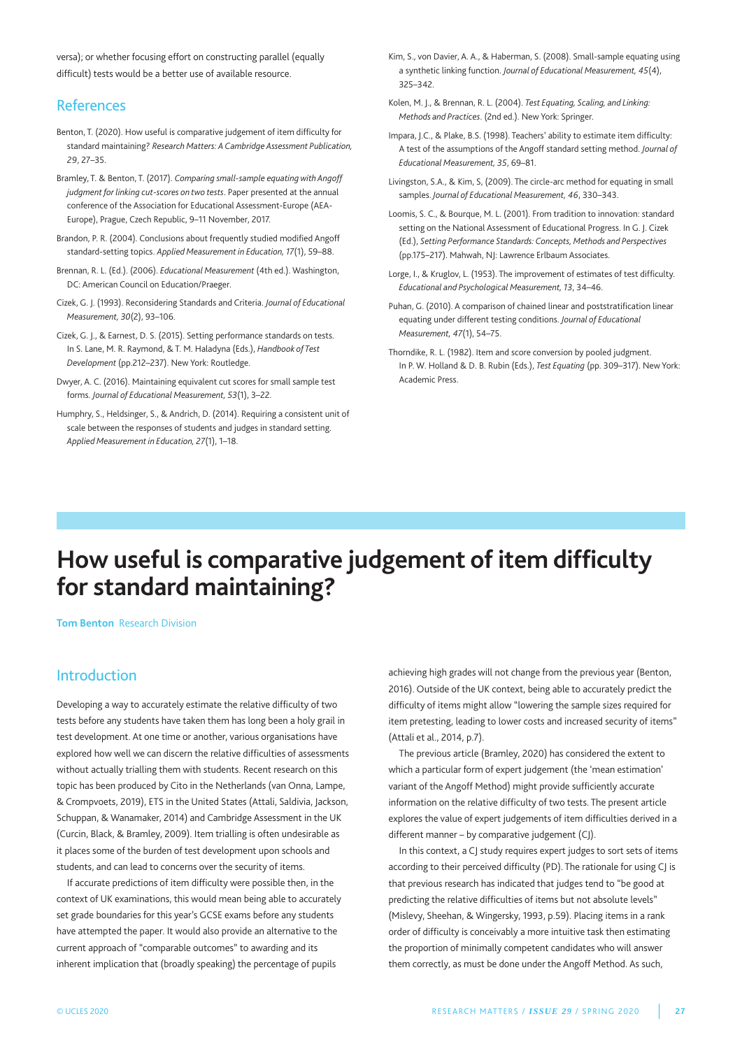versa); or whether focusing effort on constructing parallel (equally difficult) tests would be a better use of available resource.

## References

Benton, T. (2020). How useful is comparative judgement of item difficulty for standard maintaining? *Research Matters: A Cambridge Assessment Publication, 29*, 27–35.

Bramley, T. & Benton, T. (2017). *Comparing small-sample equating with Angoff judgment for linking cut-scores on two tests*. Paper presented at the annual conference of the Association for Educational Assessment-Europe (AEA-Europe), Prague, Czech Republic, 9–11 November, 2017.

Brandon, P. R. (2004). Conclusions about frequently studied modified Angoff standard-setting topics. *Applied Measurement in Education, 17*(1), 59–88.

Brennan, R. L. (Ed.). (2006). *Educational Measurement* (4th ed.). Washington, DC: American Council on Education/Praeger.

Cizek, G. J. (1993). Reconsidering Standards and Criteria. *Journal of Educational Measurement, 30*(2), 93–106.

Cizek, G. J., & Earnest, D. S. (2015). Setting performance standards on tests. In S. Lane, M. R. Raymond, & T. M. Haladyna (Eds.), *Handbook of Test Development* (pp.212–237). New York: Routledge.

Dwyer, A. C. (2016). Maintaining equivalent cut scores for small sample test forms. *Journal of Educational Measurement, 53*(1), 3–22.

Humphry, S., Heldsinger, S., & Andrich, D. (2014). Requiring a consistent unit of scale between the responses of students and judges in standard setting. *Applied Measurement in Education, 27*(1), 1–18.

Kim, S., von Davier, A. A., & Haberman, S. (2008). Small-sample equating using a synthetic linking function. *Journal of Educational Measurement, 45*(4), 325–342.

Kolen, M. J., & Brennan, R. L. (2004). *Test Equating, Scaling, and Linking: Methods and Practices*. (2nd ed.). New York: Springer.

Impara, J.C., & Plake, B.S. (1998). Teachers' ability to estimate item difficulty: A test of the assumptions of the Angoff standard setting method. *Journal of Educational Measurement, 35*, 69–81.

Livingston, S.A., & Kim, S, (2009). The circle-arc method for equating in small samples. *Journal of Educational Measurement, 46*, 330–343.

Loomis, S. C., & Bourque, M. L. (2001). From tradition to innovation: standard setting on the National Assessment of Educational Progress. In G. J. Cizek (Ed.), *Setting Performance Standards: Concepts, Methods and Perspectives* (pp.175–217). Mahwah, NJ: Lawrence Erlbaum Associates.

Lorge, I., & Kruglov, L. (1953). The improvement of estimates of test difficulty. *Educational and Psychological Measurement, 13*, 34–46.

Puhan, G. (2010). A comparison of chained linear and poststratification linear equating under different testing conditions. *Journal of Educational Measurement, 47*(1), 54–75.

Thorndike, R. L. (1982). Item and score conversion by pooled judgment. In P. W. Holland & D. B. Rubin (Eds.), *Test Equating* (pp. 309–317). New York: Academic Press.

# How useful is comparative judgement of item difficulty for standard maintaining?

**Tom Benton** Research Division

## Introduction

Developing a way to accurately estimate the relative difficulty of two tests before any students have taken them has long been a holy grail in test development. At one time or another, various organisations have explored how well we can discern the relative difficulties of assessments without actually trialling them with students. Recent research on this topic has been produced by Cito in the Netherlands (van Onna, Lampe, & Crompvoets, 2019), ETS in the United States (Attali, Saldivia, Jackson, Schuppan, & Wanamaker, 2014) and Cambridge Assessment in the UK (Curcin, Black, & Bramley, 2009). Item trialling is often undesirable as it places some of the burden of test development upon schools and students, and can lead to concerns over the security of items.

If accurate predictions of item difficulty were possible then, in the context of UK examinations, this would mean being able to accurately set grade boundaries for this year's GCSE exams before any students have attempted the paper. It would also provide an alternative to the current approach of "comparable outcomes" to awarding and its inherent implication that (broadly speaking) the percentage of pupils achieving high grades will not change from the previous year (Benton, 2016). Outside of the UK context, being able to accurately predict the difficulty of items might allow "lowering the sample sizes required for item pretesting, leading to lower costs and increased security of items" (Attali et al., 2014, p.7).

The previous article (Bramley, 2020) has considered the extent to which a particular form of expert judgement (the 'mean estimation' variant of the Angoff Method) might provide sufficiently accurate information on the relative difficulty of two tests. The present article explores the value of expert judgements of item difficulties derived in a different manner – by comparative judgement (CJ).

In this context, a CJ study requires expert judges to sort sets of items according to their perceived difficulty (PD). The rationale for using CJ is that previous research has indicated that judges tend to "be good at predicting the relative difficulties of items but not absolute levels" (Mislevy, Sheehan, & Wingersky, 1993, p.59). Placing items in a rank order of difficulty is conceivably a more intuitive task then estimating the proportion of minimally competent candidates who will answer them correctly, as must be done under the Angoff Method. As such,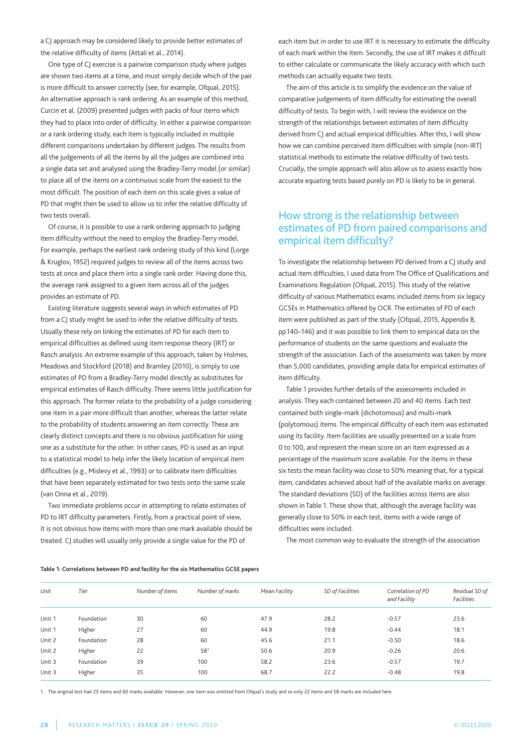a CJ approach may be considered likely to provide better estimates of the relative difficulty of items (Attali et al., 2014).

One type of CJ exercise is a pairwise comparison study where judges are shown two items at a time, and must simply decide which of the pair is more difficult to answer correctly (see, for example, Ofqual, 2015). An alternative approach is rank ordering. As an example of this method, Curcin et al. (2009) presented judges with packs of four items which they had to place into order of difficulty. In either a pairwise comparison or a rank ordering study, each item is typically included in multiple different comparisons undertaken by different judges. The results from all the judgements of all the items by all the judges are combined into a single data set and analysed using the Bradley-Terry model (or similar) to place all of the items on a continuous scale from the easiest to the most difficult. The position of each item on this scale gives a value of PD that might then be used to allow us to infer the relative difficulty of two tests overall.

Of course, it is possible to use a rank ordering approach to judging item difficulty without the need to employ the Bradley-Terry model. For example, perhaps the earliest rank ordering study of this kind (Lorge & Kruglov, 1952) required judges to review all of the items across two tests at once and place them into a single rank order. Having done this, the average rank assigned to a given item across all of the judges provides an estimate of PD.

Existing literature suggests several ways in which estimates of PD from a CJ study might be used to infer the relative difficulty of tests. Usually these rely on linking the estimates of PD for each item to empirical difficulties as defined using item response theory (IRT) or Rasch analysis. An extreme example of this approach, taken by Holmes, Meadows and Stockford (2018) and Bramley (2010), is simply to use estimates of PD from a Bradley-Terry model directly as substitutes for empirical estimates of Rasch difficulty. There seems little justification for this approach. The former relate to the probability of a judge considering one item in a pair more difficult than another, whereas the latter relate to the probability of students answering an item correctly. These are clearly distinct concepts and there is no obvious justification for using one as a substitute for the other. In other cases, PD is used as an input to a statistical model to help infer the likely location of empirical item difficulties (e.g., Mislevy et al., 1993) or to calibrate item difficulties that have been separately estimated for two tests onto the same scale (van Onna et al., 2019).

Two immediate problems occur in attempting to relate estimates of PD to IRT difficulty parameters. Firstly, from a practical point of view, it is not obvious how items with more than one mark available should be treated. CJ studies will usually only provide a single value for the PD of each item but in order to use IRT it is necessary to estimate the difficulty of each mark within the item. Secondly, the use of IRT makes it difficult to either calculate or communicate the likely accuracy with which such methods can actually equate two tests.

The aim of this article is to simplify the evidence on the value of comparative judgements of item difficulty for estimating the overall difficulty of tests. To begin with, I will review the evidence on the strength of the relationships between estimates of item difficulty derived from CJ and actual empirical difficulties. After this, I will show how we can combine perceived item difficulties with simple (non-IRT) statistical methods to estimate the relative difficulty of two tests. Crucially, the simple approach will also allow us to assess exactly how accurate equating tests based purely on PD is likely to be in general.

## How strong is the relationship between estimates of PD from paired comparisons and empirical item difficulty?

To investigate the relationship between PD derived from a CJ study and actual item difficulties, I used data from The Office of Qualifications and Examinations Regulation (Ofqual, 2015). This study of the relative difficulty of various Mathematics exams included items from six legacy GCSEs in Mathematics offered by OCR. The estimates of PD of each item were published as part of the study (Ofqual, 2015, Appendix B, pp.140–146) and it was possible to link them to empirical data on the performance of students on the same questions and evaluate the strength of the association. Each of the assessments was taken by more than 5,000 candidates, providing ample data for empirical estimates of item difficulty.

Table 1 provides further details of the assessments included in analysis. They each contained between 20 and 40 items. Each test contained both single-mark (dichotomous) and multi-mark (polytomous) items. The empirical difficulty of each item was estimated using its facility. Item facilities are usually presented on a scale from 0 to 100, and represent the mean score on an item expressed as a percentage of the maximum score available. For the items in these six tests the mean facility was close to 50% meaning that, for a typical item, candidates achieved about half of the available marks on average. The standard deviations (SD) of the facilities across items are also shown in Table 1. These show that, although the average facility was generally close to 50% in each test, items with a wide range of difficulties were included.

The most common way to evaluate the strength of the association

**Table 1: Correlations between PD and facility for the six Mathematics GCSE papers**

| *Unit* | *Tier* | *Number of items* | *Number of marks* | *Mean Facility* | *SD of Facilities* | *Correlation of PD and Facility* | *Residual SD of Facilities* |
|---|---|---|---|---|---|---|---|
| Unit 1 | Foundation | 30 | 60 | 47.9 | 28.2 | -0.57 | 23.6 |
| Unit 1 | Higher | 27 | 60 | 44.9 | 19.8 | -0.44 | 18.1 |
| Unit 2 | Foundation | 28 | 60 | 45.6 | 21.1 | -0.50 | 18.6 |
| Unit 2 | Higher | 22 | 58[1] | 50.6 | 20.9 | -0.26 | 20.6 |
| Unit 3 | Foundation | 39 | 100 | 58.2 | 23.6 | -0.57 | 19.7 |
| Unit 3 | Higher | 35 | 100 | 68.7 | 22.2 | -0.48 | 19.8 |

1. The original test had 23 items and 60 marks available. However, one item was omitted from Ofqual's study and so only 22 items and 58 marks are included here.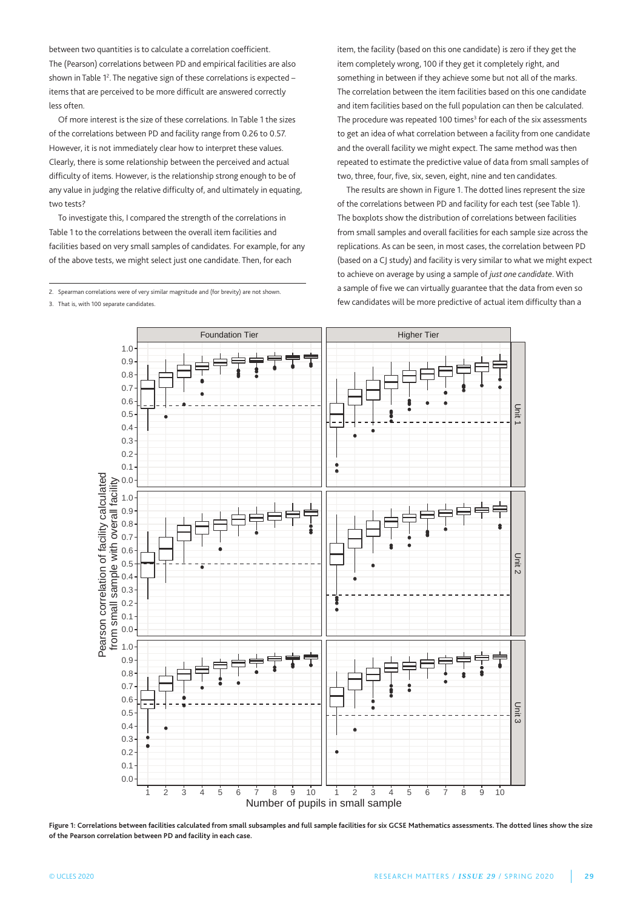between two quantities is to calculate a correlation coefficient. The (Pearson) correlations between PD and empirical facilities are also shown in Table 1[2]. The negative sign of these correlations is expected – items that are perceived to be more difficult are answered correctly less often.

Of more interest is the size of these correlations. In Table 1 the sizes of the correlations between PD and facility range from 0.26 to 0.57. However, it is not immediately clear how to interpret these values. Clearly, there is some relationship between the perceived and actual difficulty of items. However, is the relationship strong enough to be of any value in judging the relative difficulty of, and ultimately in equating, two tests?

To investigate this, I compared the strength of the correlations in Table 1 to the correlations between the overall item facilities and facilities based on very small samples of candidates. For example, for any of the above tests, we might select just one candidate. Then, for each item, the facility (based on this one candidate) is zero if they get the item completely wrong, 100 if they get it completely right, and something in between if they achieve some but not all of the marks. The correlation between the item facilities based on this one candidate and item facilities based on the full population can then be calculated. The procedure was repeated 100 times[3] for each of the six assessments to get an idea of what correlation between a facility from one candidate and the overall facility we might expect. The same method was then repeated to estimate the predictive value of data from small samples of two, three, four, five, six, seven, eight, nine and ten candidates.

The results are shown in Figure 1. The dotted lines represent the size of the correlations between PD and facility for each test (see Table 1). The boxplots show the distribution of correlations between facilities from small samples and overall facilities for each sample size across the replications. As can be seen, in most cases, the correlation between PD (based on a CJ study) and facility is very similar to what we might expect to achieve on average by using a sample of *just one candidate*. With a sample of five we can virtually guarantee that the data from even so few candidates will be more predictive of actual item difficulty than a

2. Spearman correlations were of very similar magnitude and (for brevity) are not shown.

3. That is, with 100 separate candidates.

**Figure 1: Correlations between facilities calculated from small subsamples and full sample facilities for six GCSE Mathematics assessments. The dotted lines show the size of the Pearson correlation between PD and facility in each case.**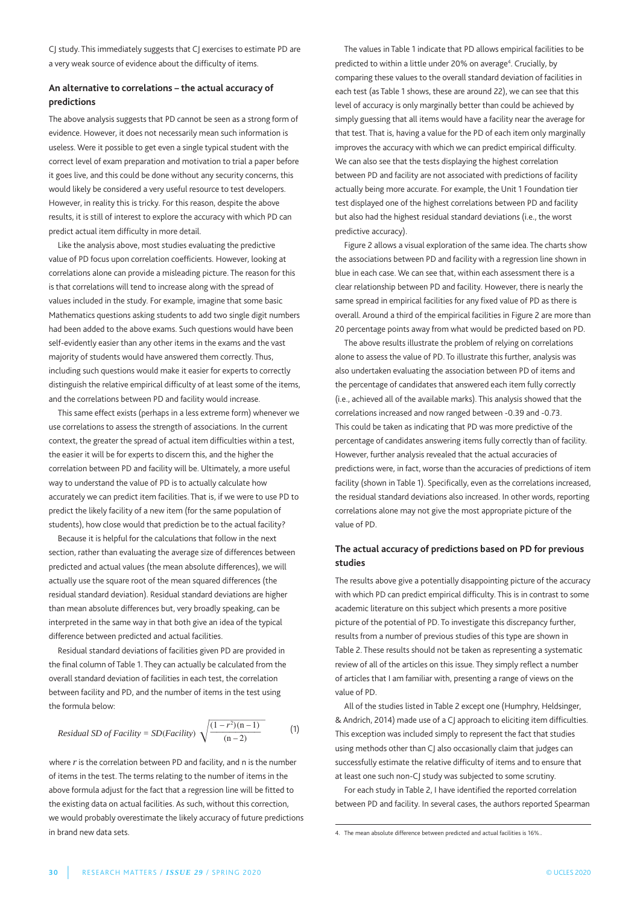CJ study. This immediately suggests that CJ exercises to estimate PD are a very weak source of evidence about the difficulty of items.

### An alternative to correlations – the actual accuracy of predictions

The above analysis suggests that PD cannot be seen as a strong form of evidence. However, it does not necessarily mean such information is useless. Were it possible to get even a single typical student with the correct level of exam preparation and motivation to trial a paper before it goes live, and this could be done without any security concerns, this would likely be considered a very useful resource to test developers. However, in reality this is tricky. For this reason, despite the above results, it is still of interest to explore the accuracy with which PD can predict actual item difficulty in more detail.

Like the analysis above, most studies evaluating the predictive value of PD focus upon correlation coefficients. However, looking at correlations alone can provide a misleading picture. The reason for this is that correlations will tend to increase along with the spread of values included in the study. For example, imagine that some basic Mathematics questions asking students to add two single digit numbers had been added to the above exams. Such questions would have been self-evidently easier than any other items in the exams and the vast majority of students would have answered them correctly. Thus, including such questions would make it easier for experts to correctly distinguish the relative empirical difficulty of at least some of the items, and the correlations between PD and facility would increase.

This same effect exists (perhaps in a less extreme form) whenever we use correlations to assess the strength of associations. In the current context, the greater the spread of actual item difficulties within a test, the easier it will be for experts to discern this, and the higher the correlation between PD and facility will be. Ultimately, a more useful way to understand the value of PD is to actually calculate how accurately we can predict item facilities. That is, if we were to use PD to predict the likely facility of a new item (for the same population of students), how close would that prediction be to the actual facility?

Because it is helpful for the calculations that follow in the next section, rather than evaluating the average size of differences between predicted and actual values (the mean absolute differences), we will actually use the square root of the mean squared differences (the residual standard deviation). Residual standard deviations are higher than mean absolute differences but, very broadly speaking, can be interpreted in the same way in that both give an idea of the typical difference between predicted and actual facilities.

Residual standard deviations of facilities given PD are provided in the final column of Table 1. They can actually be calculated from the overall standard deviation of facilities in each test, the correlation between facility and PD, and the number of items in the test using the formula below:

$$\text{Residual SD of Facility} = SD(\text{Facility}) \sqrt{\frac{(1-r^2)(n-1)}{(n-2)}} \qquad (1)$$

where $r$ is the correlation between PD and facility, and n is the number of items in the test. The terms relating to the number of items in the above formula adjust for the fact that a regression line will be fitted to the existing data on actual facilities. As such, without this correction, we would probably overestimate the likely accuracy of future predictions in brand new data sets.

The values in Table 1 indicate that PD allows empirical facilities to be predicted to within a little under 20% on average[4]. Crucially, by comparing these values to the overall standard deviation of facilities in each test (as Table 1 shows, these are around 22), we can see that this level of accuracy is only marginally better than could be achieved by simply guessing that all items would have a facility near the average for that test. That is, having a value for the PD of each item only marginally improves the accuracy with which we can predict empirical difficulty. We can also see that the tests displaying the highest correlation between PD and facility are not associated with predictions of facility actually being more accurate. For example, the Unit 1 Foundation tier test displayed one of the highest correlations between PD and facility but also had the highest residual standard deviations (i.e., the worst predictive accuracy).

Figure 2 allows a visual exploration of the same idea. The charts show the associations between PD and facility with a regression line shown in blue in each case. We can see that, within each assessment there is a clear relationship between PD and facility. However, there is nearly the same spread in empirical facilities for any fixed value of PD as there is overall. Around a third of the empirical facilities in Figure 2 are more than 20 percentage points away from what would be predicted based on PD.

The above results illustrate the problem of relying on correlations alone to assess the value of PD. To illustrate this further, analysis was also undertaken evaluating the association between PD of items and the percentage of candidates that answered each item fully correctly (i.e., achieved all of the available marks). This analysis showed that the correlations increased and now ranged between -0.39 and -0.73. This could be taken as indicating that PD was more predictive of the percentage of candidates answering items fully correctly than of facility. However, further analysis revealed that the actual accuracies of predictions were, in fact, worse than the accuracies of predictions of item facility (shown in Table 1). Specifically, even as the correlations increased, the residual standard deviations also increased. In other words, reporting correlations alone may not give the most appropriate picture of the value of PD.

### The actual accuracy of predictions based on PD for previous studies

The results above give a potentially disappointing picture of the accuracy with which PD can predict empirical difficulty. This is in contrast to some academic literature on this subject which presents a more positive picture of the potential of PD. To investigate this discrepancy further, results from a number of previous studies of this type are shown in Table 2. These results should not be taken as representing a systematic review of all of the articles on this issue. They simply reflect a number of articles that I am familiar with, presenting a range of views on the value of PD.

All of the studies listed in Table 2 except one (Humphry, Heldsinger, & Andrich, 2014) made use of a CJ approach to eliciting item difficulties. This exception was included simply to represent the fact that studies using methods other than CJ also occasionally claim that judges can successfully estimate the relative difficulty of items and to ensure that at least one such non-CJ study was subjected to some scrutiny.

For each study in Table 2, I have identified the reported correlation between PD and facility. In several cases, the authors reported Spearman

4. The mean absolute difference between predicted and actual facilities is 16%.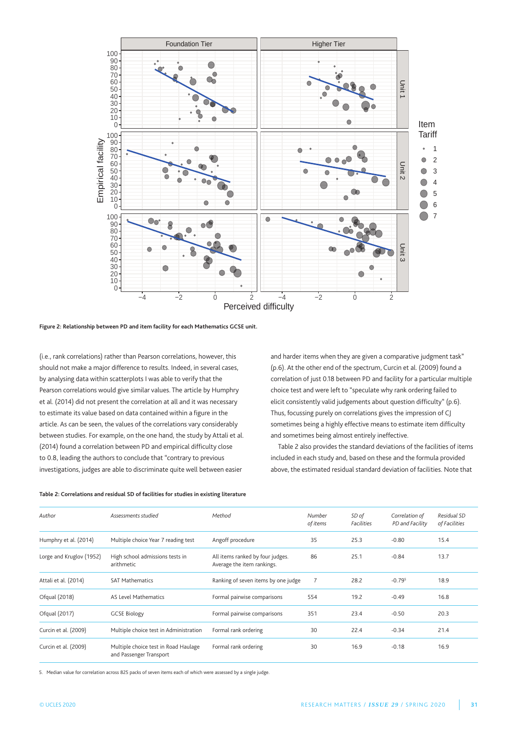Figure 2: Relationship between PD and item facility for each Mathematics GCSE unit.

(i.e., rank correlations) rather than Pearson correlations, however, this should not make a major difference to results. Indeed, in several cases, by analysing data within scatterplots I was able to verify that the Pearson correlations would give similar values. The article by Humphry et al. (2014) did not present the correlation at all and it was necessary to estimate its value based on data contained within a figure in the article. As can be seen, the values of the correlations vary considerably between studies. For example, on the one hand, the study by Attali et al. (2014) found a correlation between PD and empirical difficulty close to 0.8, leading the authors to conclude that "contrary to previous investigations, judges are able to discriminate quite well between easier and harder items when they are given a comparative judgment task" (p.6). At the other end of the spectrum, Curcin et al. (2009) found a correlation of just 0.18 between PD and facility for a particular multiple choice test and were left to "speculate why rank ordering failed to elicit consistently valid judgements about question difficulty" (p.6). Thus, focussing purely on correlations gives the impression of CJ sometimes being a highly effective means to estimate item difficulty and sometimes being almost entirely ineffective.

Table 2 also provides the standard deviations of the facilities of items included in each study and, based on these and the formula provided above, the estimated residual standard deviation of facilities. Note that

**Table 2: Correlations and residual SD of facilities for studies in existing literature**

| *Author* | *Assessments studied* | *Method* | *Number of items* | *SD of Facilities* | *Correlation of PD and Facility* | *Residual SD of Facilities* |
|---|---|---|---|---|---|---|
| Humphry et al. (2014) | Multiple choice Year 7 reading test | Angoff procedure | 35 | 25.3 | -0.80 | 15.4 |
| Lorge and Kruglov (1952) | High school admissions tests in arithmetic | All items ranked by four judges. Average the item rankings. | 86 | 25.1 | -0.84 | 13.7 |
| Attali et al. (2014) | SAT Mathematics | Ranking of seven items by one judge | 7 | 28.2 | -0.79[5] | 18.9 |
| Ofqual (2018) | AS Level Mathematics | Formal pairwise comparisons | 554 | 19.2 | -0.49 | 16.8 |
| Ofqual (2017) | GCSE Biology | Formal pairwise comparisons | 351 | 23.4 | -0.50 | 20.3 |
| Curcin et al. (2009) | Multiple choice test in Administration | Formal rank ordering | 30 | 22.4 | -0.34 | 21.4 |
| Curcin et al. (2009) | Multiple choice test in Road Haulage and Passenger Transport | Formal rank ordering | 30 | 16.9 | -0.18 | 16.9 |

5. Median value for correlation across 825 packs of seven items each of which were assessed by a single judge.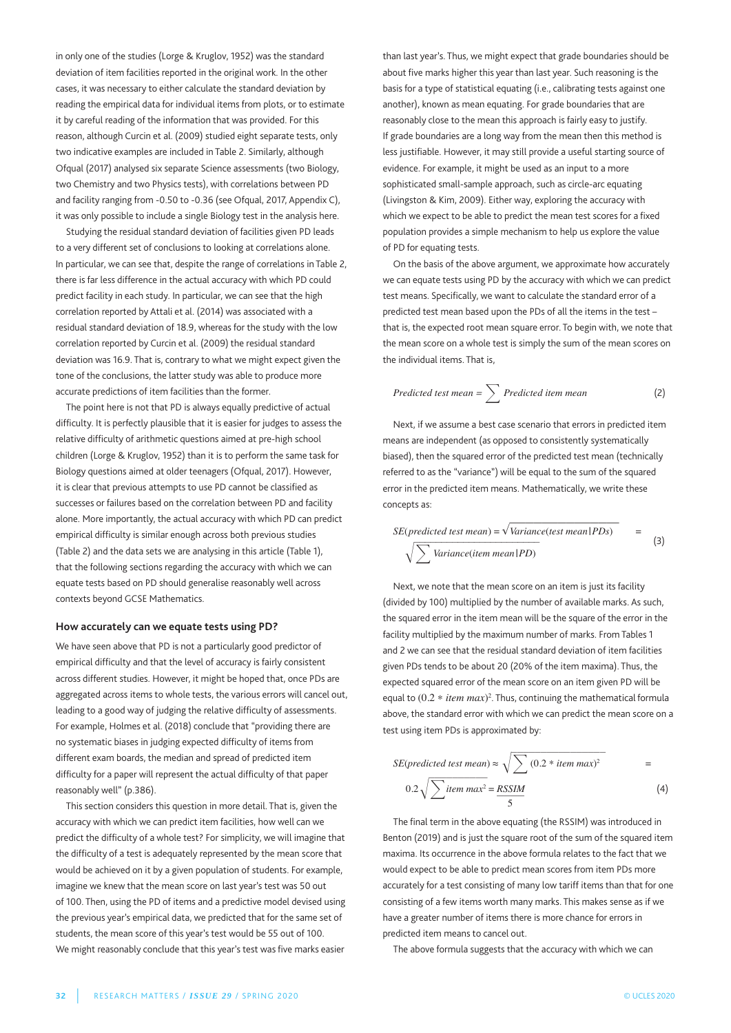in only one of the studies (Lorge & Kruglov, 1952) was the standard deviation of item facilities reported in the original work. In the other cases, it was necessary to either calculate the standard deviation by reading the empirical data for individual items from plots, or to estimate it by careful reading of the information that was provided. For this reason, although Curcin et al. (2009) studied eight separate tests, only two indicative examples are included in Table 2. Similarly, although Ofqual (2017) analysed six separate Science assessments (two Biology, two Chemistry and two Physics tests), with correlations between PD and facility ranging from -0.50 to -0.36 (see Ofqual, 2017, Appendix C), it was only possible to include a single Biology test in the analysis here.

Studying the residual standard deviation of facilities given PD leads to a very different set of conclusions to looking at correlations alone. In particular, we can see that, despite the range of correlations in Table 2, there is far less difference in the actual accuracy with which PD could predict facility in each study. In particular, we can see that the high correlation reported by Attali et al. (2014) was associated with a residual standard deviation of 18.9, whereas for the study with the low correlation reported by Curcin et al. (2009) the residual standard deviation was 16.9. That is, contrary to what we might expect given the tone of the conclusions, the latter study was able to produce more accurate predictions of item facilities than the former.

The point here is not that PD is always equally predictive of actual difficulty. It is perfectly plausible that it is easier for judges to assess the relative difficulty of arithmetic questions aimed at pre-high school children (Lorge & Kruglov, 1952) than it is to perform the same task for Biology questions aimed at older teenagers (Ofqual, 2017). However, it is clear that previous attempts to use PD cannot be classified as successes or failures based on the correlation between PD and facility alone. More importantly, the actual accuracy with which PD can predict empirical difficulty is similar enough across both previous studies (Table 2) and the data sets we are analysing in this article (Table 1), that the following sections regarding the accuracy with which we can equate tests based on PD should generalise reasonably well across contexts beyond GCSE Mathematics.

### How accurately can we equate tests using PD?

We have seen above that PD is not a particularly good predictor of empirical difficulty and that the level of accuracy is fairly consistent across different studies. However, it might be hoped that, once PDs are aggregated across items to whole tests, the various errors will cancel out, leading to a good way of judging the relative difficulty of assessments. For example, Holmes et al. (2018) conclude that "providing there are no systematic biases in judging expected difficulty of items from different exam boards, the median and spread of predicted item difficulty for a paper will represent the actual difficulty of that paper reasonably well" (p.386).

This section considers this question in more detail. That is, given the accuracy with which we can predict item facilities, how well can we predict the difficulty of a whole test? For simplicity, we will imagine that the difficulty of a test is adequately represented by the mean score that would be achieved on it by a given population of students. For example, imagine we knew that the mean score on last year's test was 50 out of 100. Then, using the PD of items and a predictive model devised using the previous year's empirical data, we predicted that for the same set of students, the mean score of this year's test would be 55 out of 100. We might reasonably conclude that this year's test was five marks easier than last year's. Thus, we might expect that grade boundaries should be about five marks higher this year than last year. Such reasoning is the basis for a type of statistical equating (i.e., calibrating tests against one another), known as mean equating. For grade boundaries that are reasonably close to the mean this approach is fairly easy to justify. If grade boundaries are a long way from the mean then this method is less justifiable. However, it may still provide a useful starting source of evidence. For example, it might be used as an input to a more sophisticated small-sample approach, such as circle-arc equating (Livingston & Kim, 2009). Either way, exploring the accuracy with which we expect to be able to predict the mean test scores for a fixed population provides a simple mechanism to help us explore the value of PD for equating tests.

On the basis of the above argument, we approximate how accurately we can equate tests using PD by the accuracy with which we can predict test means. Specifically, we want to calculate the standard error of a predicted test mean based upon the PDs of all the items in the test – that is, the expected root mean square error. To begin with, we note that the mean score on a whole test is simply the sum of the mean scores on the individual items. That is,

$$\textit{Predicted test mean} = \sum \textit{Predicted item mean} \tag{2}$$

Next, if we assume a best case scenario that errors in predicted item means are independent (as opposed to consistently systematically biased), then the squared error of the predicted test mean (technically referred to as the "variance") will be equal to the sum of the squared error in the predicted item means. Mathematically, we write these concepts as:

$$SE(\textit{predicted test mean}) = \sqrt{\textit{Variance}(\textit{test mean}|PDs)} = \sqrt{\sum \textit{Variance}(\textit{item mean}|PD)} \tag{3}$$

Next, we note that the mean score on an item is just its facility (divided by 100) multiplied by the number of available marks. As such, the squared error in the item mean will be the square of the error in the facility multiplied by the maximum number of marks. From Tables 1 and 2 we can see that the residual standard deviation of item facilities given PDs tends to be about 20 (20% of the item maxima). Thus, the expected squared error of the mean score on an item given PD will be equal to $(0.2 * \textit{item max})^2$. Thus, continuing the mathematical formula above, the standard error with which we can predict the mean score on a test using item PDs is approximated by:

$$SE(\textit{predicted test mean}) \approx \sqrt{\sum (0.2 * \textit{item max})^2} = 0.2\sqrt{\sum \textit{item max}^2} = \frac{RSSIM}{5} \tag{4}$$

The final term in the above equating (the RSSIM) was introduced in Benton (2019) and is just the square root of the sum of the squared item maxima. Its occurrence in the above formula relates to the fact that we would expect to be able to predict mean scores from item PDs more accurately for a test consisting of many low tariff items than that for one consisting of a few items worth many marks. This makes sense as if we have a greater number of items there is more chance for errors in predicted item means to cancel out.

The above formula suggests that the accuracy with which we can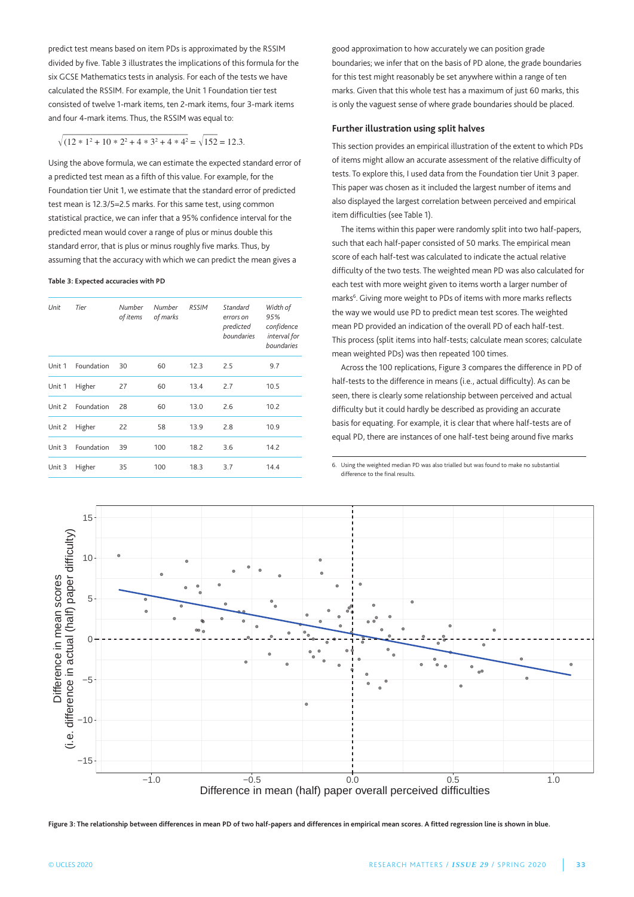predict test means based on item PDs is approximated by the RSSIM divided by five. Table 3 illustrates the implications of this formula for the six GCSE Mathematics tests in analysis. For each of the tests we have calculated the RSSIM. For example, the Unit 1 Foundation tier test consisted of twelve 1-mark items, ten 2-mark items, four 3-mark items and four 4-mark items. Thus, the RSSIM was equal to:

$$\sqrt{(12 * 1^2 + 10 * 2^2 + 4 * 3^2 + 4 * 4^2} = \sqrt{152} = 12.3.$$

Using the above formula, we can estimate the expected standard error of a predicted test mean as a fifth of this value. For example, for the Foundation tier Unit 1, we estimate that the standard error of predicted test mean is 12.3/5=2.5 marks. For this same test, using common statistical practice, we can infer that a 95% confidence interval for the predicted mean would cover a range of plus or minus double this standard error, that is plus or minus roughly five marks. Thus, by assuming that the accuracy with which we can predict the mean gives a good approximation to how accurately we can position grade boundaries; we infer that on the basis of PD alone, the grade boundaries for this test might reasonably be set anywhere within a range of ten marks. Given that this whole test has a maximum of just 60 marks, this is only the vaguest sense of where grade boundaries should be placed.

**Table 3: Expected accuracies with PD**

| *Unit* | *Tier* | *Number of items* | *Number of marks* | *RSSIM* | *Standard errors on predicted boundaries* | *Width of 95% confidence interval for boundaries* |
|---|---|---|---|---|---|---|
| Unit 1 | Foundation | 30 | 60 | 12.3 | 2.5 | 9.7 |
| Unit 1 | Higher | 27 | 60 | 13.4 | 2.7 | 10.5 |
| Unit 2 | Foundation | 28 | 60 | 13.0 | 2.6 | 10.2 |
| Unit 2 | Higher | 22 | 58 | 13.9 | 2.8 | 10.9 |
| Unit 3 | Foundation | 39 | 100 | 18.2 | 3.6 | 14.2 |
| Unit 3 | Higher | 35 | 100 | 18.3 | 3.7 | 14.4 |

### Further illustration using split halves

This section provides an empirical illustration of the extent to which PDs of items might allow an accurate assessment of the relative difficulty of tests. To explore this, I used data from the Foundation tier Unit 3 paper. This paper was chosen as it included the largest number of items and also displayed the largest correlation between perceived and empirical item difficulties (see Table 1).

The items within this paper were randomly split into two half-papers, such that each half-paper consisted of 50 marks. The empirical mean score of each half-test was calculated to indicate the actual relative difficulty of the two tests. The weighted mean PD was also calculated for each test with more weight given to items worth a larger number of marks[6]. Giving more weight to PDs of items with more marks reflects the way we would use PD to predict mean test scores. The weighted mean PD provided an indication of the overall PD of each half-test. This process (split items into half-tests; calculate mean scores; calculate mean weighted PDs) was then repeated 100 times.

Across the 100 replications, Figure 3 compares the difference in PD of half-tests to the difference in means (i.e., actual difficulty). As can be seen, there is clearly some relationship between perceived and actual difficulty but it could hardly be described as providing an accurate basis for equating. For example, it is clear that where half-tests are of equal PD, there are instances of one half-test being around five marks

6. Using the weighted median PD was also trialled but was found to make no substantial difference to the final results.

Figure 3: The relationship between differences in mean PD of two half-papers and differences in empirical mean scores. A fitted regression line is shown in blue.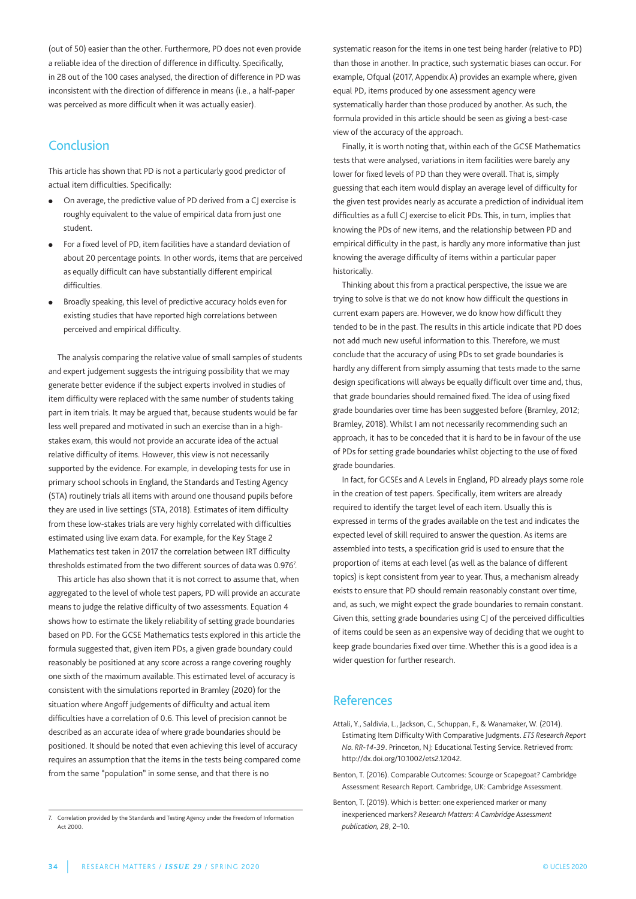(out of 50) easier than the other. Furthermore, PD does not even provide a reliable idea of the direction of difference in difficulty. Specifically, in 28 out of the 100 cases analysed, the direction of difference in PD was inconsistent with the direction of difference in means (i.e., a half-paper was perceived as more difficult when it was actually easier).

## Conclusion

This article has shown that PD is not a particularly good predictor of actual item difficulties. Specifically:

- On average, the predictive value of PD derived from a CJ exercise is roughly equivalent to the value of empirical data from just one student.
- For a fixed level of PD, item facilities have a standard deviation of about 20 percentage points. In other words, items that are perceived as equally difficult can have substantially different empirical difficulties.
- Broadly speaking, this level of predictive accuracy holds even for existing studies that have reported high correlations between perceived and empirical difficulty.

The analysis comparing the relative value of small samples of students and expert judgement suggests the intriguing possibility that we may generate better evidence if the subject experts involved in studies of item difficulty were replaced with the same number of students taking part in item trials. It may be argued that, because students would be far less well prepared and motivated in such an exercise than in a high-stakes exam, this would not provide an accurate idea of the actual relative difficulty of items. However, this view is not necessarily supported by the evidence. For example, in developing tests for use in primary school schools in England, the Standards and Testing Agency (STA) routinely trials all items with around one thousand pupils before they are used in live settings (STA, 2018). Estimates of item difficulty from these low-stakes trials are very highly correlated with difficulties estimated using live exam data. For example, for the Key Stage 2 Mathematics test taken in 2017 the correlation between IRT difficulty thresholds estimated from the two different sources of data was 0.976[7].

This article has also shown that it is not correct to assume that, when aggregated to the level of whole test papers, PD will provide an accurate means to judge the relative difficulty of two assessments. Equation 4 shows how to estimate the likely reliability of setting grade boundaries based on PD. For the GCSE Mathematics tests explored in this article the formula suggested that, given item PDs, a given grade boundary could reasonably be positioned at any score across a range covering roughly one sixth of the maximum available. This estimated level of accuracy is consistent with the simulations reported in Bramley (2020) for the situation where Angoff judgements of difficulty and actual item difficulties have a correlation of 0.6. This level of precision cannot be described as an accurate idea of where grade boundaries should be positioned. It should be noted that even achieving this level of accuracy requires an assumption that the items in the tests being compared come from the same "population" in some sense, and that there is no systematic reason for the items in one test being harder (relative to PD) than those in another. In practice, such systematic biases can occur. For example, Ofqual (2017, Appendix A) provides an example where, given equal PD, items produced by one assessment agency were systematically harder than those produced by another. As such, the formula provided in this article should be seen as giving a best-case view of the accuracy of the approach.

Finally, it is worth noting that, within each of the GCSE Mathematics tests that were analysed, variations in item facilities were barely any lower for fixed levels of PD than they were overall. That is, simply guessing that each item would display an average level of difficulty for the given test provides nearly as accurate a prediction of individual item difficulties as a full CJ exercise to elicit PDs. This, in turn, implies that knowing the PDs of new items, and the relationship between PD and empirical difficulty in the past, is hardly any more informative than just knowing the average difficulty of items within a particular paper historically.

Thinking about this from a practical perspective, the issue we are trying to solve is that we do not know how difficult the questions in current exam papers are. However, we do know how difficult they tended to be in the past. The results in this article indicate that PD does not add much new useful information to this. Therefore, we must conclude that the accuracy of using PDs to set grade boundaries is hardly any different from simply assuming that tests made to the same design specifications will always be equally difficult over time and, thus, that grade boundaries should remained fixed. The idea of using fixed grade boundaries over time has been suggested before (Bramley, 2012; Bramley, 2018). Whilst I am not necessarily recommending such an approach, it has to be conceded that it is hard to be in favour of the use of PDs for setting grade boundaries whilst objecting to the use of fixed grade boundaries.

In fact, for GCSEs and A Levels in England, PD already plays some role in the creation of test papers. Specifically, item writers are already required to identify the target level of each item. Usually this is expressed in terms of the grades available on the test and indicates the expected level of skill required to answer the question. As items are assembled into tests, a specification grid is used to ensure that the proportion of items at each level (as well as the balance of different topics) is kept consistent from year to year. Thus, a mechanism already exists to ensure that PD should remain reasonably constant over time, and, as such, we might expect the grade boundaries to remain constant. Given this, setting grade boundaries using CJ of the perceived difficulties of items could be seen as an expensive way of deciding that we ought to keep grade boundaries fixed over time. Whether this is a good idea is a wider question for further research.

## References

Attali, Y., Saldivia, L., Jackson, C., Schuppan, F., & Wanamaker, W. (2014). Estimating Item Difficulty With Comparative Judgments. *ETS Research Report No. RR-14-39*. Princeton, NJ: Educational Testing Service. Retrieved from: http://dx.doi.org/10.1002/ets2.12042.

Benton, T. (2016). Comparable Outcomes: Scourge or Scapegoat? Cambridge Assessment Research Report. Cambridge, UK: Cambridge Assessment.

Benton, T. (2019). Which is better: one experienced marker or many inexperienced markers? *Research Matters: A Cambridge Assessment publication, 28*, 2–10.

---

7. Correlation provided by the Standards and Testing Agency under the Freedom of Information Act 2000.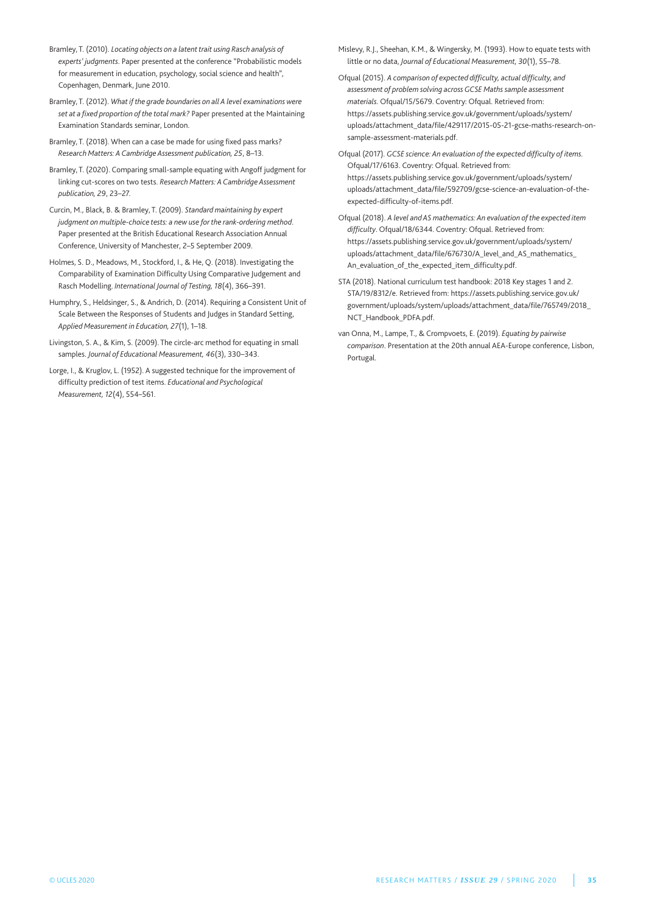Bramley, T. (2010). *Locating objects on a latent trait using Rasch analysis of experts' judgments*. Paper presented at the conference "Probabilistic models for measurement in education, psychology, social science and health", Copenhagen, Denmark, June 2010.

Bramley, T. (2012). *What if the grade boundaries on all A level examinations were set at a fixed proportion of the total mark?* Paper presented at the Maintaining Examination Standards seminar, London.

Bramley, T. (2018). When can a case be made for using fixed pass marks? *Research Matters: A Cambridge Assessment publication, 25*, 8–13.

Bramley, T. (2020). Comparing small-sample equating with Angoff judgment for linking cut-scores on two tests. *Research Matters: A Cambridge Assessment publication, 29*, 23–27.

Curcin, M., Black, B. & Bramley, T. (2009). *Standard maintaining by expert judgment on multiple-choice tests: a new use for the rank-ordering method*. Paper presented at the British Educational Research Association Annual Conference, University of Manchester, 2–5 September 2009.

Holmes, S. D., Meadows, M., Stockford, I., & He, Q. (2018). Investigating the Comparability of Examination Difficulty Using Comparative Judgement and Rasch Modelling. *International Journal of Testing, 18*(4), 366–391.

Humphry, S., Heldsinger, S., & Andrich, D. (2014). Requiring a Consistent Unit of Scale Between the Responses of Students and Judges in Standard Setting, *Applied Measurement in Education, 27*(1), 1–18.

Livingston, S. A., & Kim, S. (2009). The circle-arc method for equating in small samples. *Journal of Educational Measurement, 46*(3), 330–343.

Lorge, I., & Kruglov, L. (1952). A suggested technique for the improvement of difficulty prediction of test items. *Educational and Psychological Measurement, 12*(4), 554–561.

Mislevy, R.J., Sheehan, K.M., & Wingersky, M. (1993). How to equate tests with little or no data, *Journal of Educational Measurement, 30*(1), 55–78.

Ofqual (2015). *A comparison of expected difficulty, actual difficulty, and assessment of problem solving across GCSE Maths sample assessment materials*. Ofqual/15/5679. Coventry: Ofqual. Retrieved from: https://assets.publishing.service.gov.uk/government/uploads/system/uploads/attachment_data/file/429117/2015-05-21-gcse-maths-research-on-sample-assessment-materials.pdf.

Ofqual (2017). *GCSE science: An evaluation of the expected difficulty of items*. Ofqual/17/6163. Coventry: Ofqual. Retrieved from: https://assets.publishing.service.gov.uk/government/uploads/system/uploads/attachment_data/file/592709/gcse-science-an-evaluation-of-the-expected-difficulty-of-items.pdf.

Ofqual (2018). *A level and AS mathematics: An evaluation of the expected item difficulty*. Ofqual/18/6344. Coventry: Ofqual. Retrieved from: https://assets.publishing.service.gov.uk/government/uploads/system/uploads/attachment_data/file/676730/A_level_and_AS_mathematics_An_evaluation_of_the_expected_item_difficulty.pdf.

STA (2018). National curriculum test handbook: 2018 Key stages 1 and 2. STA/19/8312/e. Retrieved from: https://assets.publishing.service.gov.uk/government/uploads/system/uploads/attachment_data/file/765749/2018_NCT_Handbook_PDFA.pdf.

van Onna, M., Lampe, T., & Crompvoets, E. (2019). *Equating by pairwise comparison*. Presentation at the 20th annual AEA-Europe conference, Lisbon, Portugal.